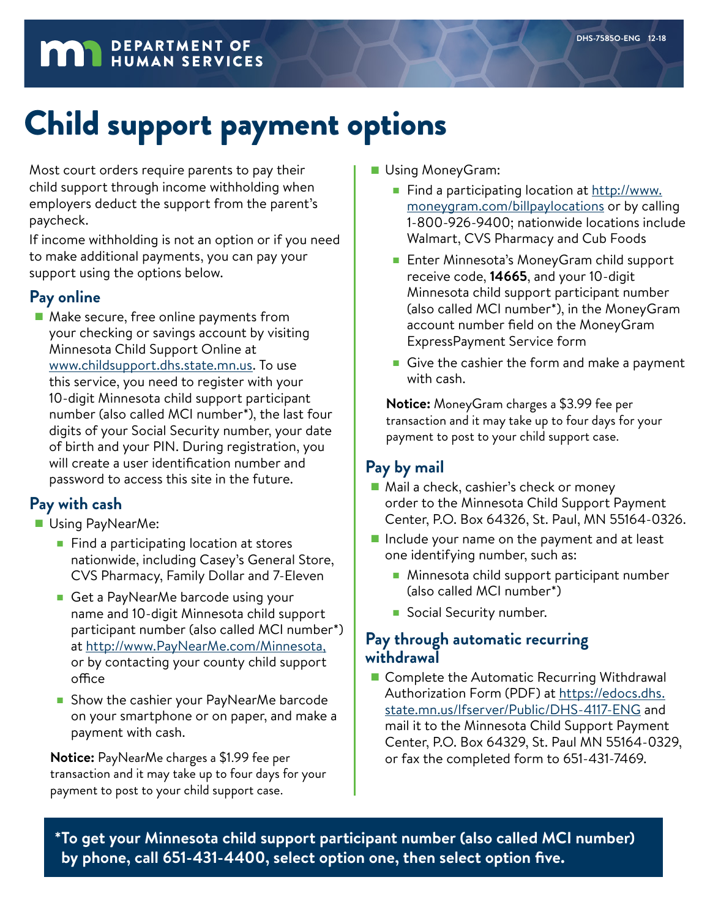DEPARTMENT OF HUMAN SERVICES

DHS-7585O-ENG 12-18

# Child support payment options

Most court orders require parents to pay their child support through income withholding when employers deduct the support from the parent's paycheck.

If income withholding is not an option or if you need to make additional payments, you can pay your support using the options below.

## Pay online

- Make secure, free online payments from your checking or savings account by visiting Minnesota Child Support Online at www.childsupport.dhs.state.mn.us. To use this service, you need to register with your 10-digit Minnesota child support participant number (also called MCI number*), the last four digits of your Social Security number, your date of birth and your PIN. During registration, you will create a user identification number and password to access this site in the future.

## Pay with cash

- Using PayNearMe:
  - Find a participating location at stores nationwide, including Casey's General Store, CVS Pharmacy, Family Dollar and 7-Eleven
  - Get a PayNearMe barcode using your name and 10-digit Minnesota child support participant number (also called MCI number*) at http://www.PayNearMe.com/Minnesota, or by contacting your county child support office
  - Show the cashier your PayNearMe barcode on your smartphone or on paper, and make a payment with cash.

  **Notice:** PayNearMe charges a $1.99 fee per transaction and it may take up to four days for your payment to post to your child support case.

- Using MoneyGram:
  - Find a participating location at http://www.moneygram.com/billpaylocations or by calling 1-800-926-9400; nationwide locations include Walmart, CVS Pharmacy and Cub Foods
  - Enter Minnesota's MoneyGram child support receive code, **14665**, and your 10-digit Minnesota child support participant number (also called MCI number*), in the MoneyGram account number field on the MoneyGram ExpressPayment Service form
  - Give the cashier the form and make a payment with cash.

  **Notice:** MoneyGram charges a $3.99 fee per transaction and it may take up to four days for your payment to post to your child support case.

## Pay by mail

- Mail a check, cashier's check or money order to the Minnesota Child Support Payment Center, P.O. Box 64326, St. Paul, MN 55164-0326.
- Include your name on the payment and at least one identifying number, such as:
  - Minnesota child support participant number (also called MCI number*)
  - Social Security number.

## Pay through automatic recurring withdrawal

- Complete the Automatic Recurring Withdrawal Authorization Form (PDF) at https://edocs.dhs.state.mn.us/lfserver/Public/DHS-4117-ENG and mail it to the Minnesota Child Support Payment Center, P.O. Box 64329, St. Paul MN 55164-0329, or fax the completed form to 651-431-7469.

**\*To get your Minnesota child support participant number (also called MCI number) by phone, call 651-431-4400, select option one, then select option five.**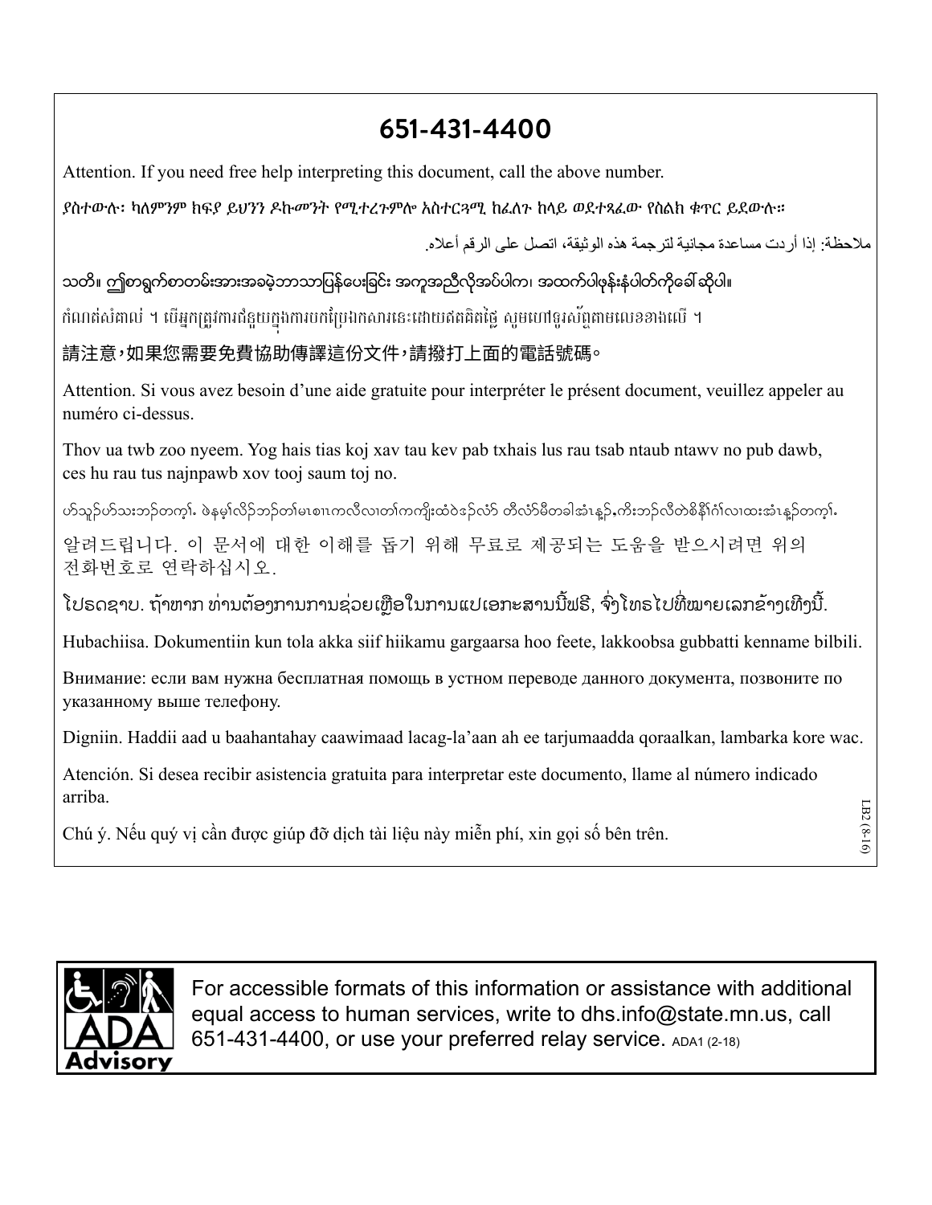# 651-431-4400

Attention. If you need free help interpreting this document, call the above number.

ያስተውሉ፡ ካለምንም ክፍያ ይህንን ዶኩመንት የሚተረጉምሎ አስተርጓሚ ከፈለጉ ከላይ ወደተጻፈው የስልክ ቁጥር ይደውሉ።

ملاحظة: إذا أردت مساعدة مجانية لترجمة هذه الوثيقة، اتصل على الرقم أعلاه.

သတိ။ ဤစာရွက်စာတမ်းအားအခမဲ့ဘာသာပြန်ပေးခြင်း အကူအညီလိုအပ်ပါက၊ အထက်ပါဖုန်းနံပါတ်ကိုခေါ်ဆိုပါ။

កំណត់សំគាល់ ។ បើអ្នកត្រូវការជំនួយក្នុងការបកប្រែឯកសារនេះដោយឥតគិតថ្លៃ សូមហៅទូរស័ព្ទតាមលេខខាងលើ ។

請注意，如果您需要免費協助傳譯這份文件，請撥打上面的電話號碼。

Attention. Si vous avez besoin d'une aide gratuite pour interpréter le présent document, veuillez appeler au numéro ci-dessus.

Thov ua twb zoo nyeem. Yog hais tias koj xav tau kev pab txhais lus rau tsab ntaub ntawv no pub dawb, ces hu rau tus najnpawb xov tooj saum toj no.

ဟ်သူဉ်ဟ်သးဘဉ်တက့ၢ်. ဖဲနမ့ၢ်လိဉ်ဘဉ်တၢ်မၤစၢၤကလီလၢတၢ်ကကျိးထံဝဲဒဉ်လံာ် တီလံာ်မီတခါအံၤန့ဉ်,ကိးဘဉ်လီတဲစိနီၢ်ဂံၢ်လၢထးအံၤန့ဉ်တက့ၢ်.

알려드립니다. 이 문서에 대한 이해를 돕기 위해 무료로 제공되는 도움을 받으시려면 위의 전화번호로 연락하십시오.

ໂປຣດຊາບ. ຖ້າຫາກ ທ່ານຕ້ອງການການຊ່ວຍເຫຼືອໃນການແປເອກະສານນີ້ຟຣີ, ຈົ່ງໂທຣໄປທີ່ໝາຍເລກຂ້າງເທິງນີ້.

Hubachiisa. Dokumentiin kun tola akka siif hiikamu gargaarsa hoo feete, lakkoobsa gubbatti kenname bilbili.

Внимание: если вам нужна бесплатная помощь в устном переводе данного документа, позвоните по указанному выше телефону.

Digniin. Haddii aad u baahantahay caawimaad lacag-la'aan ah ee tarjumaadda qoraalkan, lambarka kore wac.

Atención. Si desea recibir asistencia gratuita para interpretar este documento, llame al número indicado arriba.

Chú ý. Nếu quý vị cần được giúp đỡ dịch tài liệu này miễn phí, xin gọi số bên trên.

LB2 (8-16)

ADA Advisory

For accessible formats of this information or assistance with additional equal access to human services, write to dhs.info@state.mn.us, call 651-431-4400, or use your preferred relay service. ADA1 (2-18)